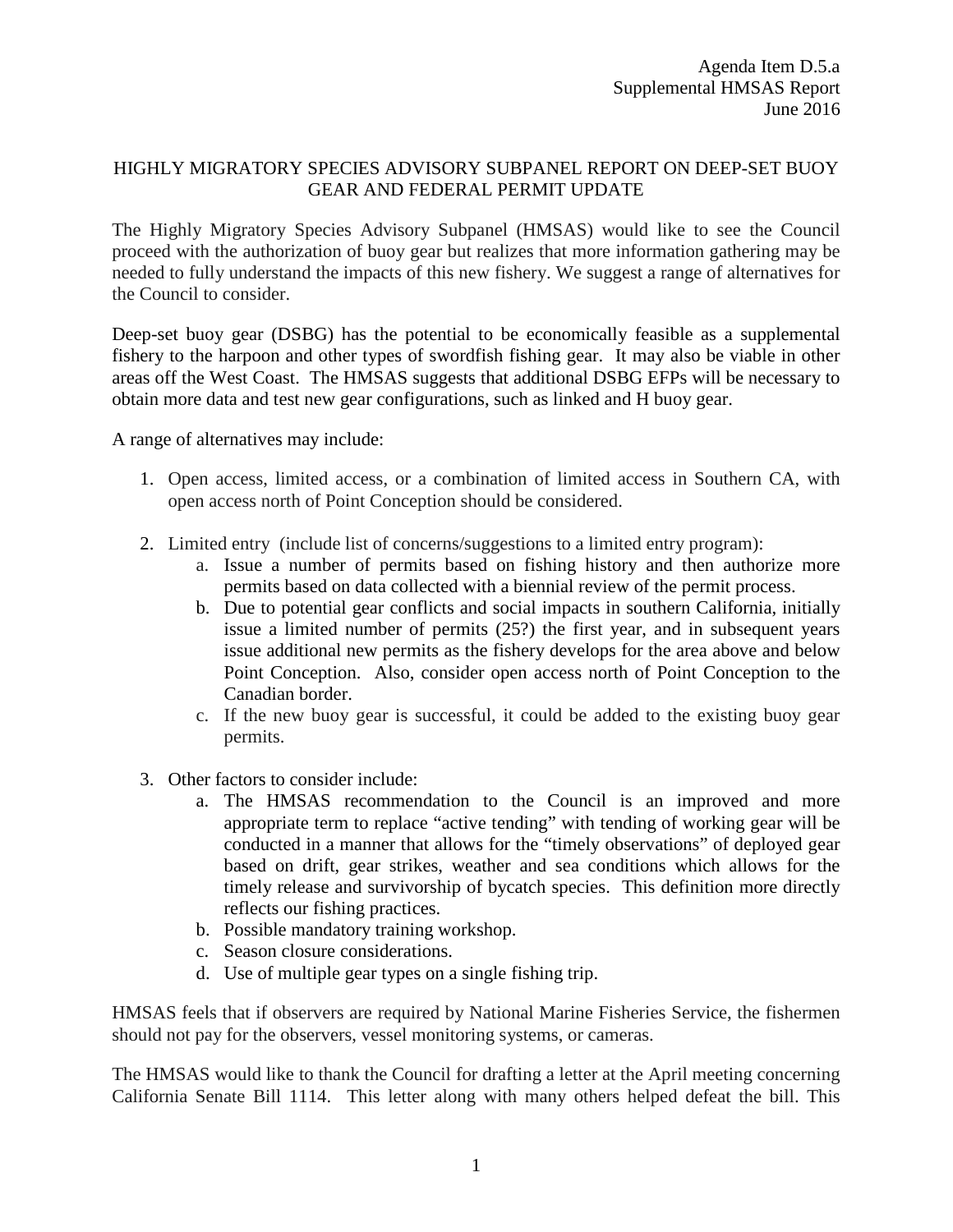Agenda Item D.5.a
Supplemental HMSAS Report
June 2016

# HIGHLY MIGRATORY SPECIES ADVISORY SUBPANEL REPORT ON DEEP-SET BUOY GEAR AND FEDERAL PERMIT UPDATE

The Highly Migratory Species Advisory Subpanel (HMSAS) would like to see the Council proceed with the authorization of buoy gear but realizes that more information gathering may be needed to fully understand the impacts of this new fishery. We suggest a range of alternatives for the Council to consider.

Deep-set buoy gear (DSBG) has the potential to be economically feasible as a supplemental fishery to the harpoon and other types of swordfish fishing gear. It may also be viable in other areas off the West Coast. The HMSAS suggests that additional DSBG EFPs will be necessary to obtain more data and test new gear configurations, such as linked and H buoy gear.

A range of alternatives may include:

1. Open access, limited access, or a combination of limited access in Southern CA, with open access north of Point Conception should be considered.

2. Limited entry (include list of concerns/suggestions to a limited entry program):
   a. Issue a number of permits based on fishing history and then authorize more permits based on data collected with a biennial review of the permit process.
   b. Due to potential gear conflicts and social impacts in southern California, initially issue a limited number of permits (25?) the first year, and in subsequent years issue additional new permits as the fishery develops for the area above and below Point Conception. Also, consider open access north of Point Conception to the Canadian border.
   c. If the new buoy gear is successful, it could be added to the existing buoy gear permits.

3. Other factors to consider include:
   a. The HMSAS recommendation to the Council is an improved and more appropriate term to replace "active tending" with tending of working gear will be conducted in a manner that allows for the "timely observations" of deployed gear based on drift, gear strikes, weather and sea conditions which allows for the timely release and survivorship of bycatch species. This definition more directly reflects our fishing practices.
   b. Possible mandatory training workshop.
   c. Season closure considerations.
   d. Use of multiple gear types on a single fishing trip.

HMSAS feels that if observers are required by National Marine Fisheries Service, the fishermen should not pay for the observers, vessel monitoring systems, or cameras.

The HMSAS would like to thank the Council for drafting a letter at the April meeting concerning California Senate Bill 1114. This letter along with many others helped defeat the bill. This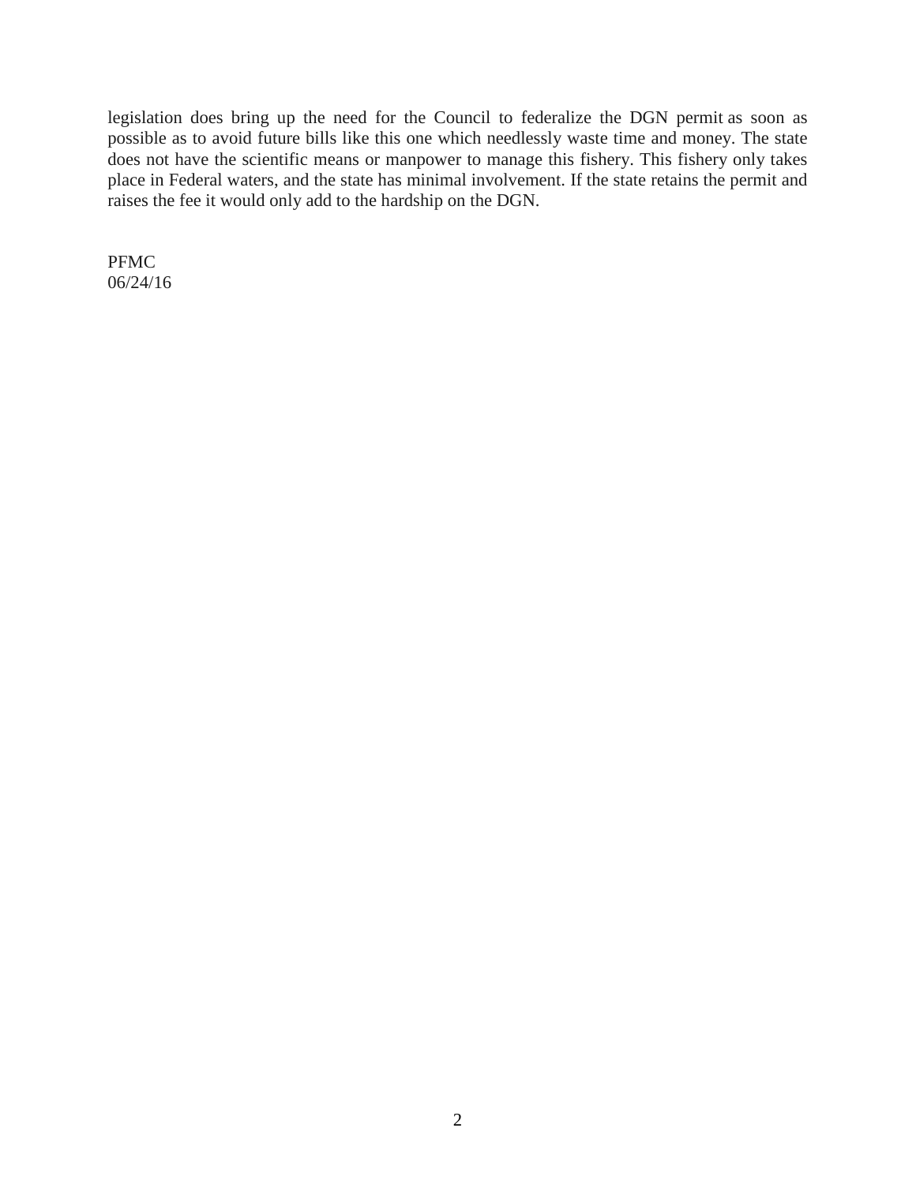legislation does bring up the need for the Council to federalize the DGN permit as soon as possible as to avoid future bills like this one which needlessly waste time and money. The state does not have the scientific means or manpower to manage this fishery. This fishery only takes place in Federal waters, and the state has minimal involvement. If the state retains the permit and raises the fee it would only add to the hardship on the DGN.

PFMC
06/24/16